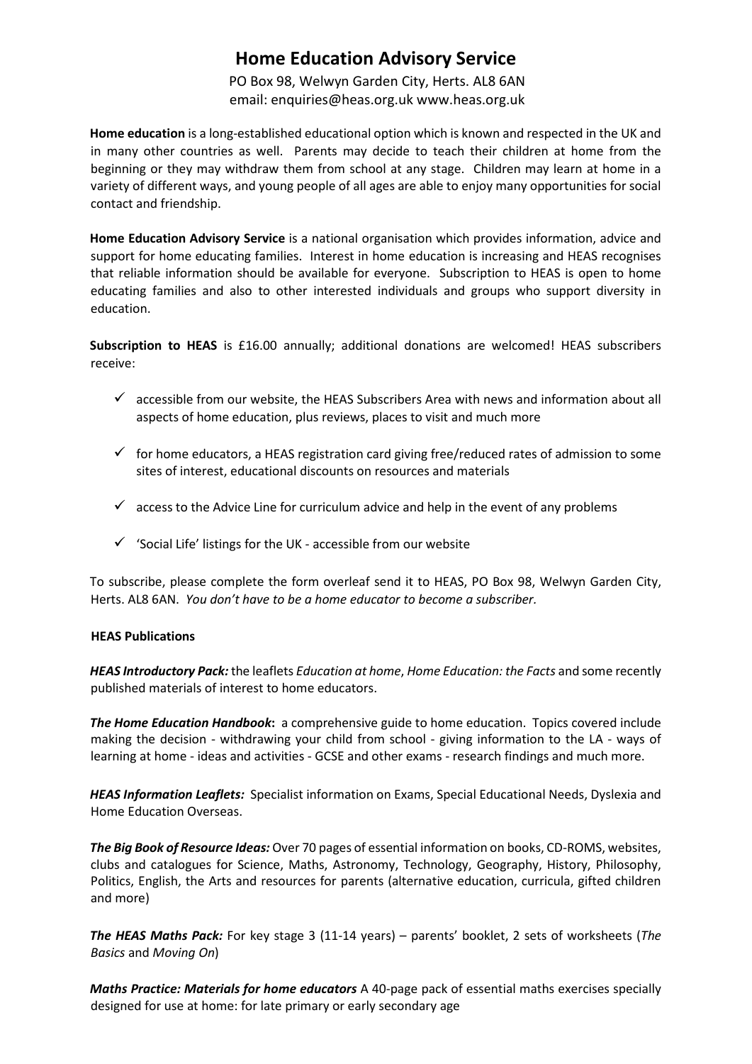# Home Education Advisory Service

PO Box 98, Welwyn Garden City, Herts. AL8 6AN
email: enquiries@heas.org.uk www.heas.org.uk

**Home education** is a long-established educational option which is known and respected in the UK and in many other countries as well. Parents may decide to teach their children at home from the beginning or they may withdraw them from school at any stage. Children may learn at home in a variety of different ways, and young people of all ages are able to enjoy many opportunities for social contact and friendship.

**Home Education Advisory Service** is a national organisation which provides information, advice and support for home educating families. Interest in home education is increasing and HEAS recognises that reliable information should be available for everyone. Subscription to HEAS is open to home educating families and also to other interested individuals and groups who support diversity in education.

**Subscription to HEAS** is £16.00 annually; additional donations are welcomed! HEAS subscribers receive:

- ✓ accessible from our website, the HEAS Subscribers Area with news and information about all aspects of home education, plus reviews, places to visit and much more
- ✓ for home educators, a HEAS registration card giving free/reduced rates of admission to some sites of interest, educational discounts on resources and materials
- ✓ access to the Advice Line for curriculum advice and help in the event of any problems
- ✓ 'Social Life' listings for the UK - accessible from our website

To subscribe, please complete the form overleaf send it to HEAS, PO Box 98, Welwyn Garden City, Herts. AL8 6AN. *You don't have to be a home educator to become a subscriber.*

**HEAS Publications**

***HEAS Introductory Pack:*** the leaflets *Education at home*, *Home Education: the Facts* and some recently published materials of interest to home educators.

***The Home Education Handbook*:** a comprehensive guide to home education. Topics covered include making the decision - withdrawing your child from school - giving information to the LA - ways of learning at home - ideas and activities - GCSE and other exams - research findings and much more.

***HEAS Information Leaflets:*** Specialist information on Exams, Special Educational Needs, Dyslexia and Home Education Overseas.

***The Big Book of Resource Ideas:*** Over 70 pages of essential information on books, CD-ROMS, websites, clubs and catalogues for Science, Maths, Astronomy, Technology, Geography, History, Philosophy, Politics, English, the Arts and resources for parents (alternative education, curricula, gifted children and more)

***The HEAS Maths Pack:*** For key stage 3 (11-14 years) – parents' booklet, 2 sets of worksheets (*The Basics* and *Moving On*)

***Maths Practice: Materials for home educators*** A 40-page pack of essential maths exercises specially designed for use at home: for late primary or early secondary age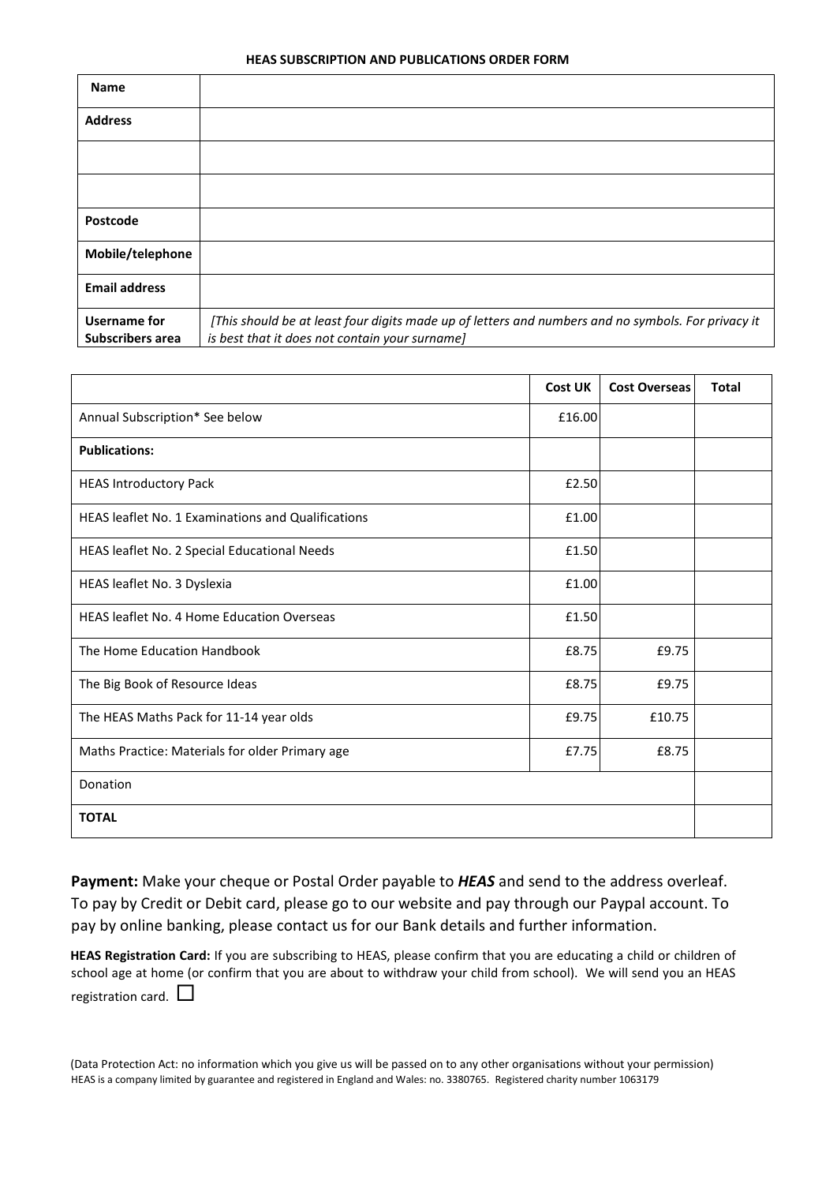**HEAS SUBSCRIPTION AND PUBLICATIONS ORDER FORM**

| | |
|---|---|
| **Name** | |
| **Address** | |
| | |
| | |
| **Postcode** | |
| **Mobile/telephone** | |
| **Email address** | |
| **Username for Subscribers area** | *[This should be at least four digits made up of letters and numbers and no symbols. For privacy it is best that it does not contain your surname]* |

| | Cost UK | Cost Overseas | Total |
|---|---|---|---|
| Annual Subscription* See below | £16.00 | | |
| **Publications:** | | | |
| HEAS Introductory Pack | £2.50 | | |
| HEAS leaflet No. 1 Examinations and Qualifications | £1.00 | | |
| HEAS leaflet No. 2 Special Educational Needs | £1.50 | | |
| HEAS leaflet No. 3 Dyslexia | £1.00 | | |
| HEAS leaflet No. 4 Home Education Overseas | £1.50 | | |
| The Home Education Handbook | £8.75 | £9.75 | |
| The Big Book of Resource Ideas | £8.75 | £9.75 | |
| The HEAS Maths Pack for 11-14 year olds | £9.75 | £10.75 | |
| Maths Practice: Materials for older Primary age | £7.75 | £8.75 | |
| Donation | | | |
| **TOTAL** | | | |

**Payment:** Make your cheque or Postal Order payable to ***HEAS*** and send to the address overleaf. To pay by Credit or Debit card, please go to our website and pay through our Paypal account. To pay by online banking, please contact us for our Bank details and further information.

**HEAS Registration Card:** If you are subscribing to HEAS, please confirm that you are educating a child or children of school age at home (or confirm that you are about to withdraw your child from school). We will send you an HEAS registration card. ☐

(Data Protection Act: no information which you give us will be passed on to any other organisations without your permission)
HEAS is a company limited by guarantee and registered in England and Wales: no. 3380765. Registered charity number 1063179